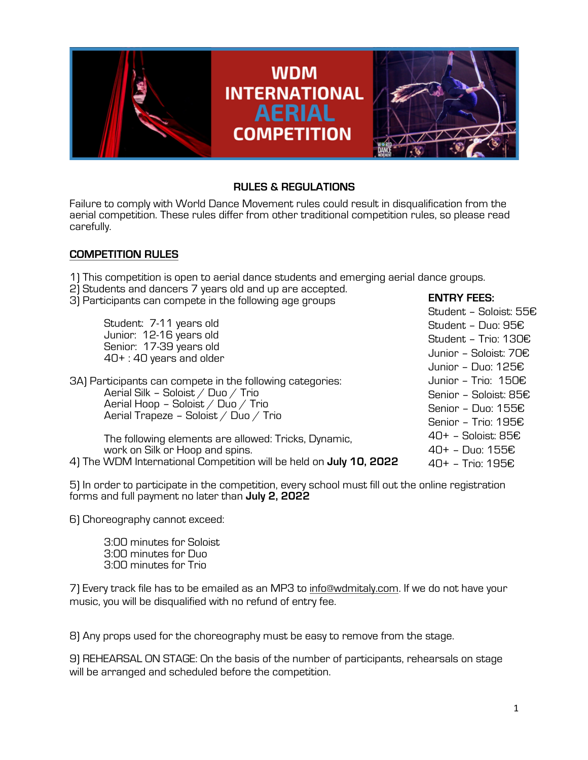# WDM INTERNATIONAL AERIAL COMPETITION

## RULES & REGULATIONS

Failure to comply with World Dance Movement rules could result in disqualification from the aerial competition. These rules differ from other traditional competition rules, so please read carefully.

### COMPETITION RULES

1) This competition is open to aerial dance students and emerging aerial dance groups.
2) Students and dancers 7 years old and up are accepted.
3) Participants can compete in the following age groups

    Student: 7-11 years old
    Junior: 12-16 years old
    Senior: 17-39 years old
    40+ : 40 years and older

3A) Participants can compete in the following categories:
    Aerial Silk – Soloist / Duo / Trio
    Aerial Hoop – Soloist / Duo / Trio
    Aerial Trapeze – Soloist / Duo / Trio

    The following elements are allowed: Tricks, Dynamic, work on Silk or Hoop and spins.

4) The WDM International Competition will be held on **July 10, 2022**

**ENTRY FEES:**

Student – Soloist: 55€
Student – Duo: 95€
Student – Trio: 130€
Junior – Soloist: 70€
Junior – Duo: 125€
Junior – Trio: 150€
Senior – Soloist: 85€
Senior – Duo: 155€
Senior – Trio: 195€
40+ – Soloist: 85€
40+ – Duo: 155€
40+ – Trio: 195€

5) In order to participate in the competition, every school must fill out the online registration forms and full payment no later than **July 2, 2022**

6) Choreography cannot exceed:

    3:00 minutes for Soloist
    3:00 minutes for Duo
    3:00 minutes for Trio

7) Every track file has to be emailed as an MP3 to info@wdmitaly.com. If we do not have your music, you will be disqualified with no refund of entry fee.

8) Any props used for the choreography must be easy to remove from the stage.

9) REHEARSAL ON STAGE: On the basis of the number of participants, rehearsals on stage will be arranged and scheduled before the competition.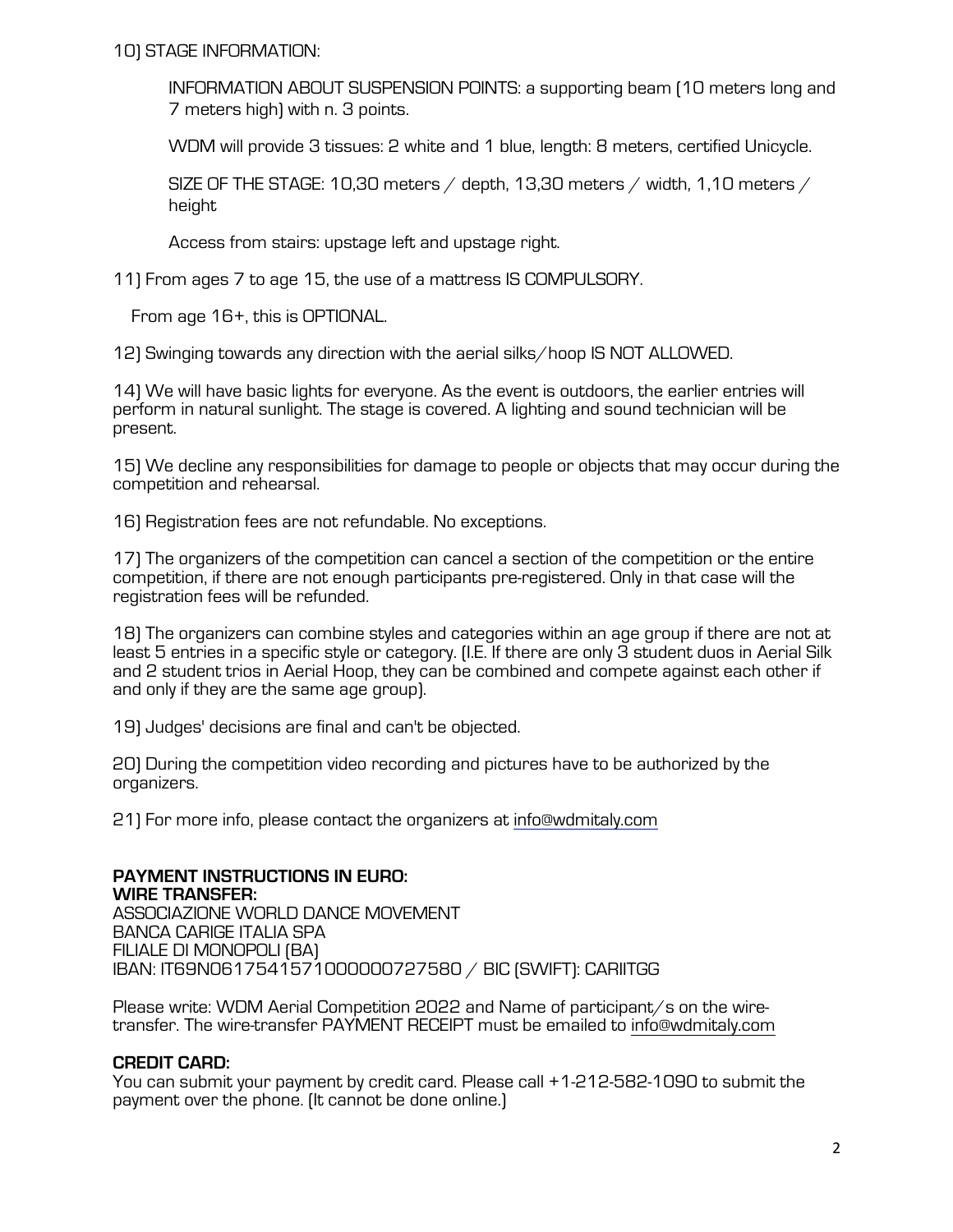10) STAGE INFORMATION:

INFORMATION ABOUT SUSPENSION POINTS: a supporting beam (10 meters long and 7 meters high) with n. 3 points.

WDM will provide 3 tissues: 2 white and 1 blue, length: 8 meters, certified Unicycle.

SIZE OF THE STAGE: 10,30 meters / depth, 13,30 meters / width, 1,10 meters / height

Access from stairs: upstage left and upstage right.

11) From ages 7 to age 15, the use of a mattress IS COMPULSORY.

From age 16+, this is OPTIONAL.

12) Swinging towards any direction with the aerial silks/hoop IS NOT ALLOWED.

14) We will have basic lights for everyone. As the event is outdoors, the earlier entries will perform in natural sunlight. The stage is covered. A lighting and sound technician will be present.

15) We decline any responsibilities for damage to people or objects that may occur during the competition and rehearsal.

16) Registration fees are not refundable. No exceptions.

17) The organizers of the competition can cancel a section of the competition or the entire competition, if there are not enough participants pre-registered. Only in that case will the registration fees will be refunded.

18) The organizers can combine styles and categories within an age group if there are not at least 5 entries in a specific style or category. (I.E. If there are only 3 student duos in Aerial Silk and 2 student trios in Aerial Hoop, they can be combined and compete against each other if and only if they are the same age group).

19) Judges' decisions are final and can't be objected.

20) During the competition video recording and pictures have to be authorized by the organizers.

21) For more info, please contact the organizers at info@wdmitaly.com

**PAYMENT INSTRUCTIONS IN EURO:**
**WIRE TRANSFER:**
ASSOCIAZIONE WORLD DANCE MOVEMENT
BANCA CARIGE ITALIA SPA
FILIALE DI MONOPOLI (BA)
IBAN: IT69N0617541571000000727580 / BIC (SWIFT): CARIITGG

Please write: WDM Aerial Competition 2022 and Name of participant/s on the wire-transfer. The wire-transfer PAYMENT RECEIPT must be emailed to info@wdmitaly.com

**CREDIT CARD:**
You can submit your payment by credit card. Please call +1-212-582-1090 to submit the payment over the phone. (It cannot be done online.)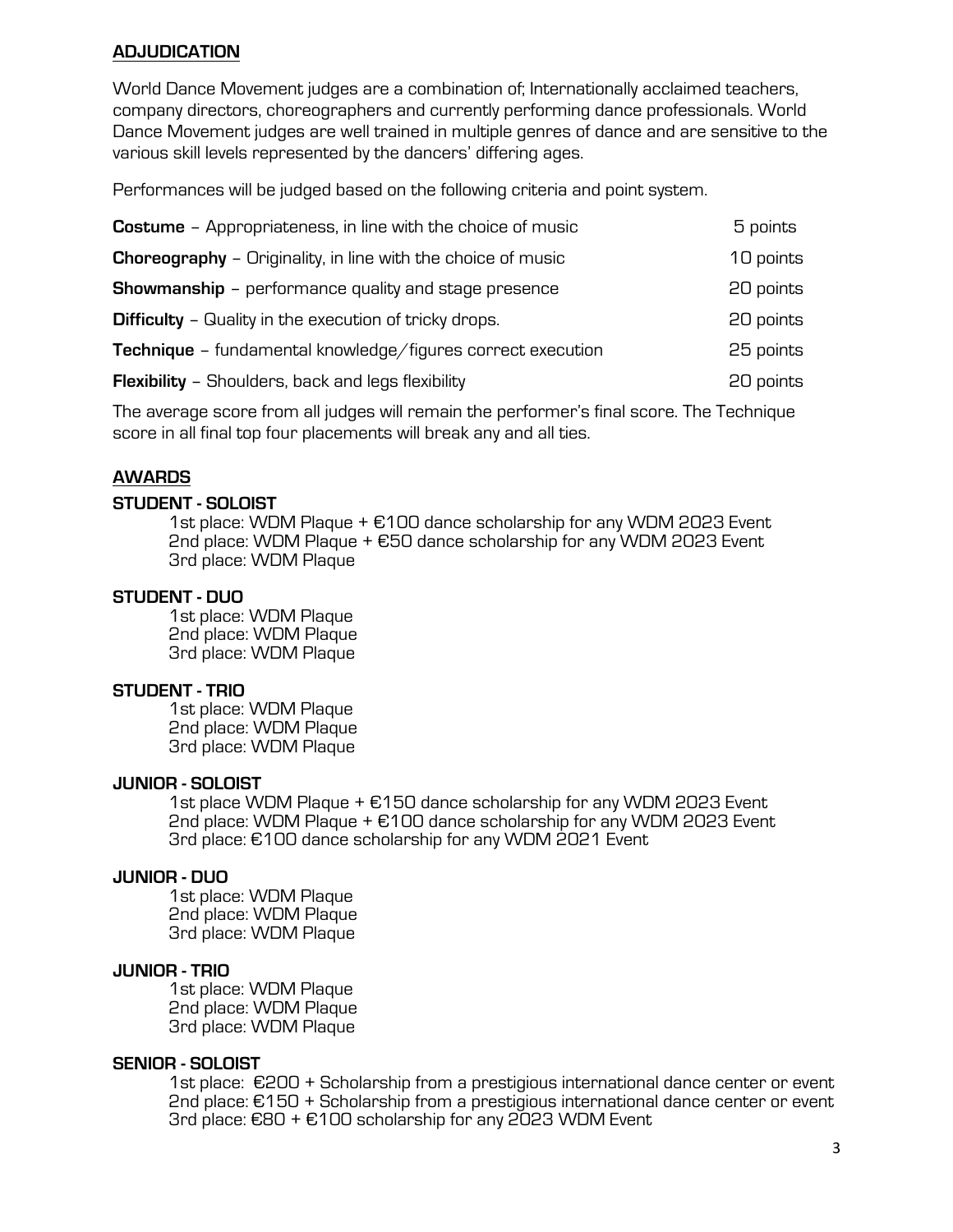## ADJUDICATION

World Dance Movement judges are a combination of; Internationally acclaimed teachers, company directors, choreographers and currently performing dance professionals. World Dance Movement judges are well trained in multiple genres of dance and are sensitive to the various skill levels represented by the dancers' differing ages.

Performances will be judged based on the following criteria and point system.

| | |
|---|---|
| **Costume** – Appropriateness, in line with the choice of music | 5 points |
| **Choreography** – Originality, in line with the choice of music | 10 points |
| **Showmanship** – performance quality and stage presence | 20 points |
| **Difficulty** – Quality in the execution of tricky drops. | 20 points |
| **Technique** – fundamental knowledge/figures correct execution | 25 points |
| **Flexibility** – Shoulders, back and legs flexibility | 20 points |

The average score from all judges will remain the performer's final score. The Technique score in all final top four placements will break any and all ties.

## AWARDS

### STUDENT - SOLOIST

1st place: WDM Plaque + €100 dance scholarship for any WDM 2023 Event
2nd place: WDM Plaque + €50 dance scholarship for any WDM 2023 Event
3rd place: WDM Plaque

### STUDENT - DUO

1st place: WDM Plaque
2nd place: WDM Plaque
3rd place: WDM Plaque

### STUDENT - TRIO

1st place: WDM Plaque
2nd place: WDM Plaque
3rd place: WDM Plaque

### JUNIOR - SOLOIST

1st place WDM Plaque + €150 dance scholarship for any WDM 2023 Event
2nd place: WDM Plaque + €100 dance scholarship for any WDM 2023 Event
3rd place: €100 dance scholarship for any WDM 2021 Event

### JUNIOR - DUO

1st place: WDM Plaque
2nd place: WDM Plaque
3rd place: WDM Plaque

### JUNIOR - TRIO

1st place: WDM Plaque
2nd place: WDM Plaque
3rd place: WDM Plaque

### SENIOR - SOLOIST

1st place: €200 + Scholarship from a prestigious international dance center or event
2nd place: €150 + Scholarship from a prestigious international dance center or event
3rd place: €80 + €100 scholarship for any 2023 WDM Event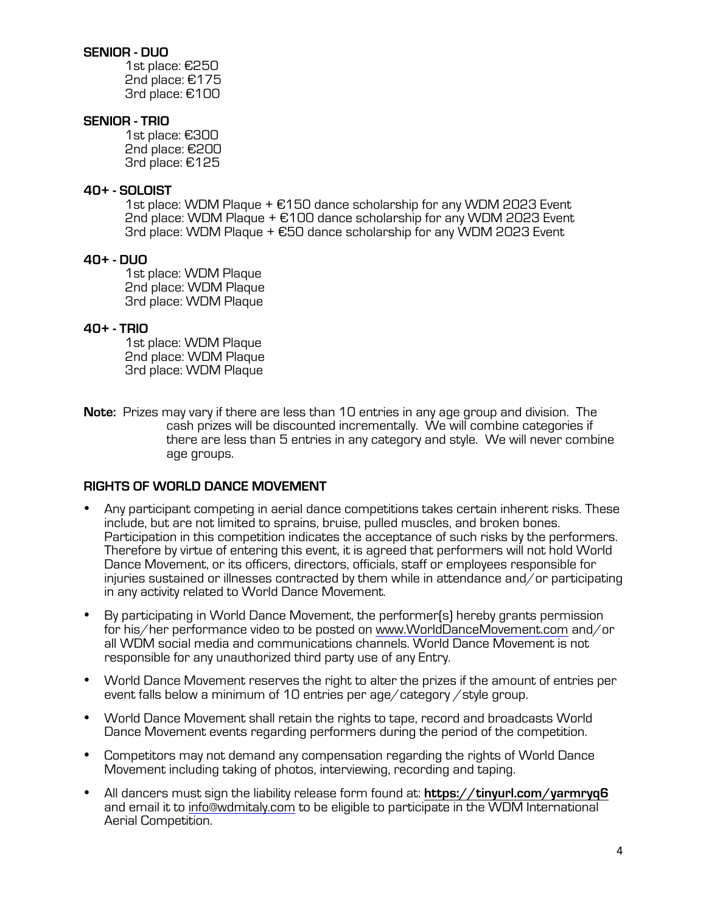**SENIOR - DUO**

1st place: €250
2nd place: €175
3rd place: €100

**SENIOR - TRIO**

1st place: €300
2nd place: €200
3rd place: €125

**40+ - SOLOIST**

1st place: WDM Plaque + €150 dance scholarship for any WDM 2023 Event
2nd place: WDM Plaque + €100 dance scholarship for any WDM 2023 Event
3rd place: WDM Plaque + €50 dance scholarship for any WDM 2023 Event

**40+ - DUO**

1st place: WDM Plaque
2nd place: WDM Plaque
3rd place: WDM Plaque

**40+ - TRIO**

1st place: WDM Plaque
2nd place: WDM Plaque
3rd place: WDM Plaque

**Note:** Prizes may vary if there are less than 10 entries in any age group and division. The cash prizes will be discounted incrementally. We will combine categories if there are less than 5 entries in any category and style. We will never combine age groups.

## RIGHTS OF WORLD DANCE MOVEMENT

- Any participant competing in aerial dance competitions takes certain inherent risks. These include, but are not limited to sprains, bruise, pulled muscles, and broken bones. Participation in this competition indicates the acceptance of such risks by the performers. Therefore by virtue of entering this event, it is agreed that performers will not hold World Dance Movement, or its officers, directors, officials, staff or employees responsible for injuries sustained or illnesses contracted by them while in attendance and/or participating in any activity related to World Dance Movement.
- By participating in World Dance Movement, the performer(s) hereby grants permission for his/her performance video to be posted on www.WorldDanceMovement.com and/or all WDM social media and communications channels. World Dance Movement is not responsible for any unauthorized third party use of any Entry.
- World Dance Movement reserves the right to alter the prizes if the amount of entries per event falls below a minimum of 10 entries per age/category /style group.
- World Dance Movement shall retain the rights to tape, record and broadcasts World Dance Movement events regarding performers during the period of the competition.
- Competitors may not demand any compensation regarding the rights of World Dance Movement including taking of photos, interviewing, recording and taping.
- All dancers must sign the liability release form found at: **https://tinyurl.com/yarmryq6** and email it to info@wdmitaly.com to be eligible to participate in the WDM International Aerial Competition.